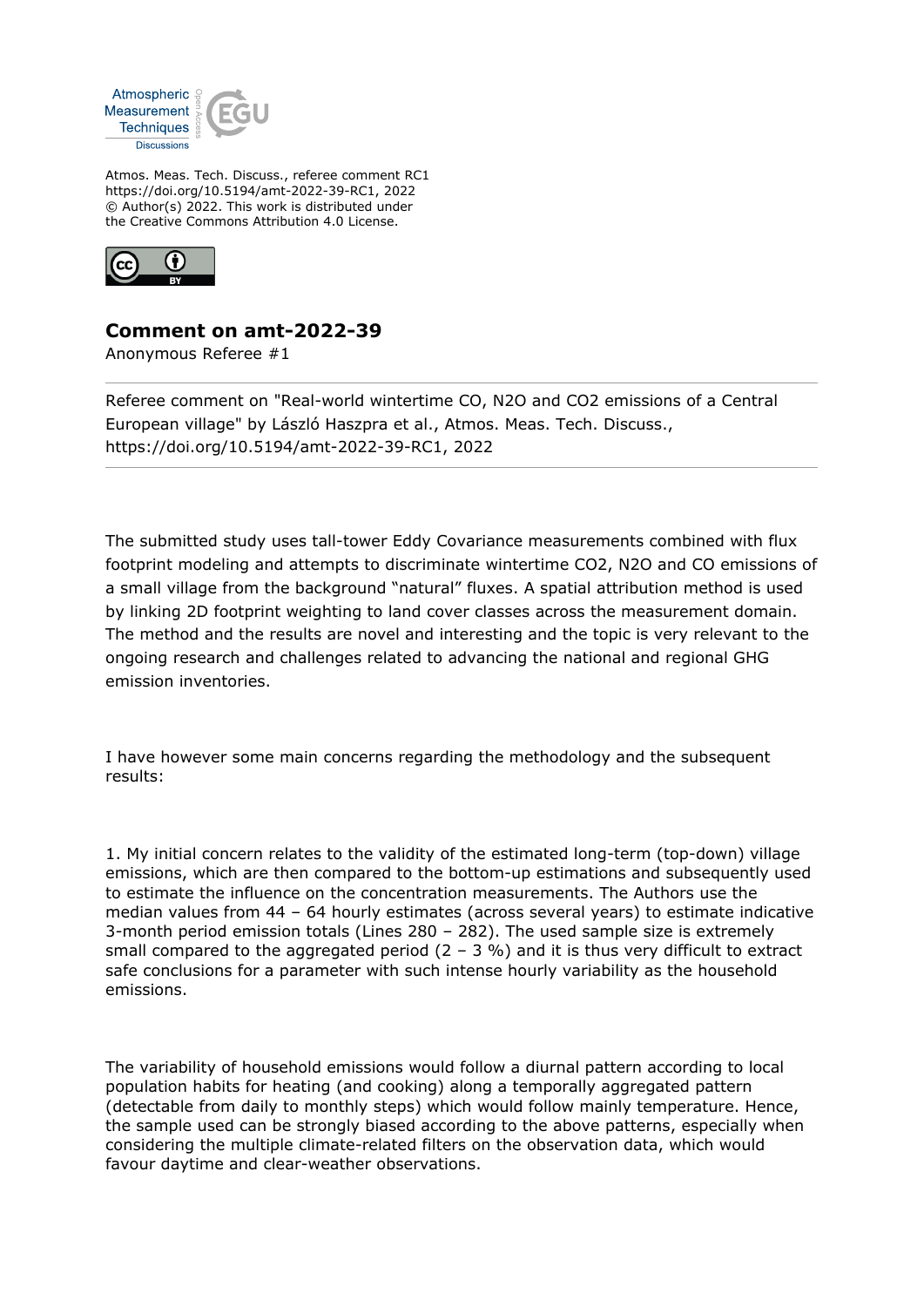Atmos. Meas. Tech. Discuss., referee comment RC1
https://doi.org/10.5194/amt-2022-39-RC1, 2022
© Author(s) 2022. This work is distributed under
the Creative Commons Attribution 4.0 License.

## Comment on amt-2022-39

Anonymous Referee #1

---

Referee comment on "Real-world wintertime CO, N2O and CO2 emissions of a Central European village" by László Haszpra et al., Atmos. Meas. Tech. Discuss., https://doi.org/10.5194/amt-2022-39-RC1, 2022

---

The submitted study uses tall-tower Eddy Covariance measurements combined with flux footprint modeling and attempts to discriminate wintertime $CO_2$, $N_2O$ and CO emissions of a small village from the background "natural" fluxes. A spatial attribution method is used by linking 2D footprint weighting to land cover classes across the measurement domain. The method and the results are novel and interesting and the topic is very relevant to the ongoing research and challenges related to advancing the national and regional GHG emission inventories.

I have however some main concerns regarding the methodology and the subsequent results:

1. My initial concern relates to the validity of the estimated long-term (top-down) village emissions, which are then compared to the bottom-up estimations and subsequently used to estimate the influence on the concentration measurements. The Authors use the median values from 44 – 64 hourly estimates (across several years) to estimate indicative 3-month period emission totals (Lines 280 – 282). The used sample size is extremely small compared to the aggregated period (2 – 3 %) and it is thus very difficult to extract safe conclusions for a parameter with such intense hourly variability as the household emissions.

The variability of household emissions would follow a diurnal pattern according to local population habits for heating (and cooking) along a temporally aggregated pattern (detectable from daily to monthly steps) which would follow mainly temperature. Hence, the sample used can be strongly biased according to the above patterns, especially when considering the multiple climate-related filters on the observation data, which would favour daytime and clear-weather observations.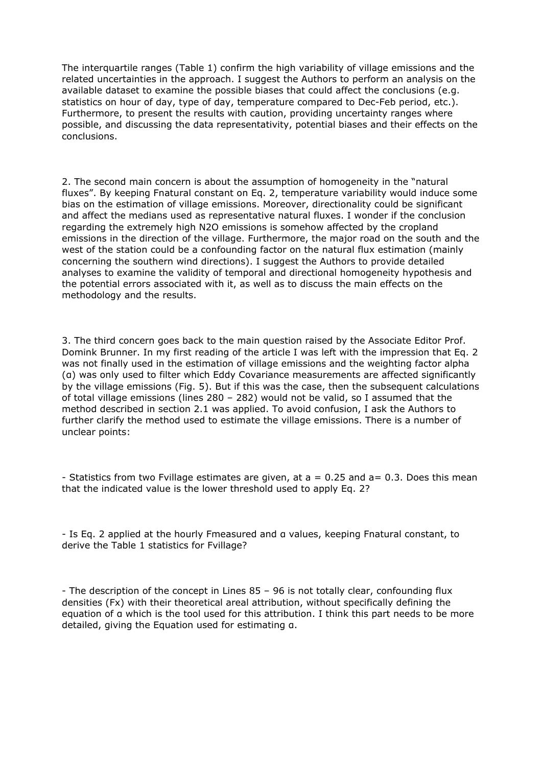The interquartile ranges (Table 1) confirm the high variability of village emissions and the related uncertainties in the approach. I suggest the Authors to perform an analysis on the available dataset to examine the possible biases that could affect the conclusions (e.g. statistics on hour of day, type of day, temperature compared to Dec-Feb period, etc.). Furthermore, to present the results with caution, providing uncertainty ranges where possible, and discussing the data representativity, potential biases and their effects on the conclusions.

2. The second main concern is about the assumption of homogeneity in the "natural fluxes". By keeping $F_{natural}$ constant on Eq. 2, temperature variability would induce some bias on the estimation of village emissions. Moreover, directionality could be significant and affect the medians used as representative natural fluxes. I wonder if the conclusion regarding the extremely high $N_2O$ emissions is somehow affected by the cropland emissions in the direction of the village. Furthermore, the major road on the south and the west of the station could be a confounding factor on the natural flux estimation (mainly concerning the southern wind directions). I suggest the Authors to provide detailed analyses to examine the validity of temporal and directional homogeneity hypothesis and the potential errors associated with it, as well as to discuss the main effects on the methodology and the results.

3. The third concern goes back to the main question raised by the Associate Editor Prof. Domink Brunner. In my first reading of the article I was left with the impression that Eq. 2 was not finally used in the estimation of village emissions and the weighting factor alpha ($\alpha$) was only used to filter which Eddy Covariance measurements are affected significantly by the village emissions (Fig. 5). But if this was the case, then the subsequent calculations of total village emissions (lines 280 – 282) would not be valid, so I assumed that the method described in section 2.1 was applied. To avoid confusion, I ask the Authors to further clarify the method used to estimate the village emissions. There is a number of unclear points:

- Statistics from two $F_{village}$ estimates are given, at $a = 0.25$ and $a = 0.3$. Does this mean that the indicated value is the lower threshold used to apply Eq. 2?

- Is Eq. 2 applied at the hourly $F_{measured}$ and $\alpha$ values, keeping $F_{natural}$ constant, to derive the Table 1 statistics for $F_{village}$?

- The description of the concept in Lines 85 – 96 is not totally clear, confounding flux densities ($F_x$) with their theoretical areal attribution, without specifically defining the equation of $\alpha$ which is the tool used for this attribution. I think this part needs to be more detailed, giving the Equation used for estimating $\alpha$.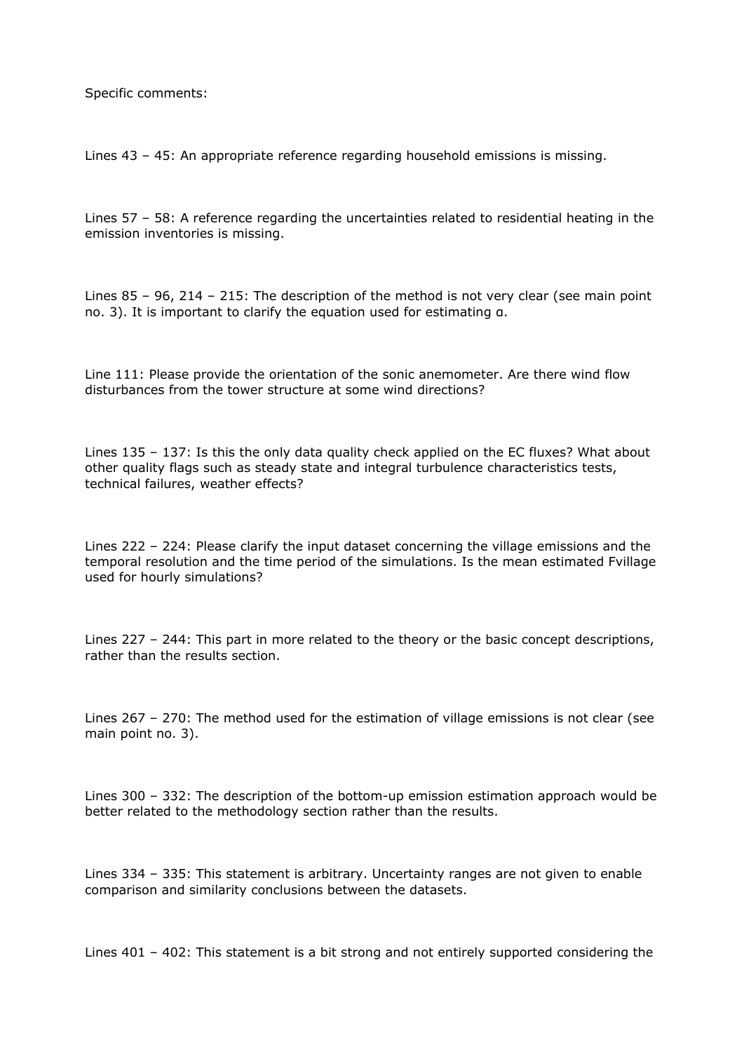Specific comments:

Lines 43 – 45: An appropriate reference regarding household emissions is missing.

Lines 57 – 58: A reference regarding the uncertainties related to residential heating in the emission inventories is missing.

Lines 85 – 96, 214 – 215: The description of the method is not very clear (see main point no. 3). It is important to clarify the equation used for estimating $\alpha$.

Line 111: Please provide the orientation of the sonic anemometer. Are there wind flow disturbances from the tower structure at some wind directions?

Lines 135 – 137: Is this the only data quality check applied on the EC fluxes? What about other quality flags such as steady state and integral turbulence characteristics tests, technical failures, weather effects?

Lines 222 – 224: Please clarify the input dataset concerning the village emissions and the temporal resolution and the time period of the simulations. Is the mean estimated Fvillage used for hourly simulations?

Lines 227 – 244: This part in more related to the theory or the basic concept descriptions, rather than the results section.

Lines 267 – 270: The method used for the estimation of village emissions is not clear (see main point no. 3).

Lines 300 – 332: The description of the bottom-up emission estimation approach would be better related to the methodology section rather than the results.

Lines 334 – 335: This statement is arbitrary. Uncertainty ranges are not given to enable comparison and similarity conclusions between the datasets.

Lines 401 – 402: This statement is a bit strong and not entirely supported considering the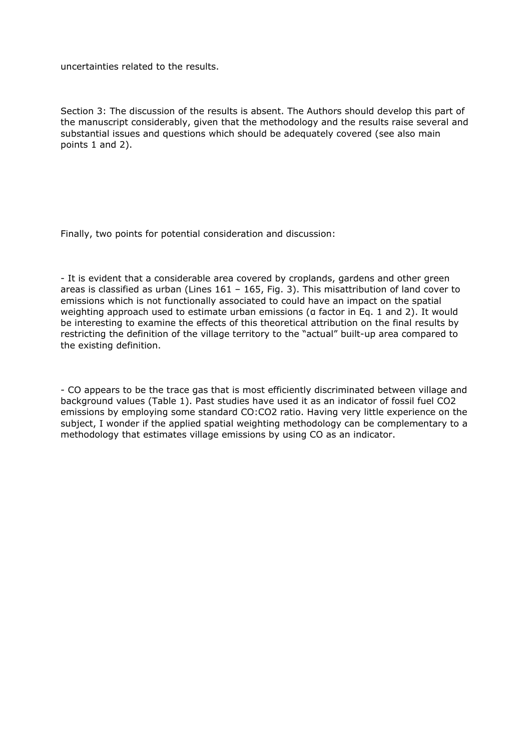uncertainties related to the results.

Section 3: The discussion of the results is absent. The Authors should develop this part of the manuscript considerably, given that the methodology and the results raise several and substantial issues and questions which should be adequately covered (see also main points 1 and 2).

Finally, two points for potential consideration and discussion:

- It is evident that a considerable area covered by croplands, gardens and other green areas is classified as urban (Lines 161 – 165, Fig. 3). This misattribution of land cover to emissions which is not functionally associated to could have an impact on the spatial weighting approach used to estimate urban emissions ($\alpha$ factor in Eq. 1 and 2). It would be interesting to examine the effects of this theoretical attribution on the final results by restricting the definition of the village territory to the "actual" built-up area compared to the existing definition.

- CO appears to be the trace gas that is most efficiently discriminated between village and background values (Table 1). Past studies have used it as an indicator of fossil fuel $CO_2$ emissions by employing some standard $CO:CO_2$ ratio. Having very little experience on the subject, I wonder if the applied spatial weighting methodology can be complementary to a methodology that estimates village emissions by using CO as an indicator.